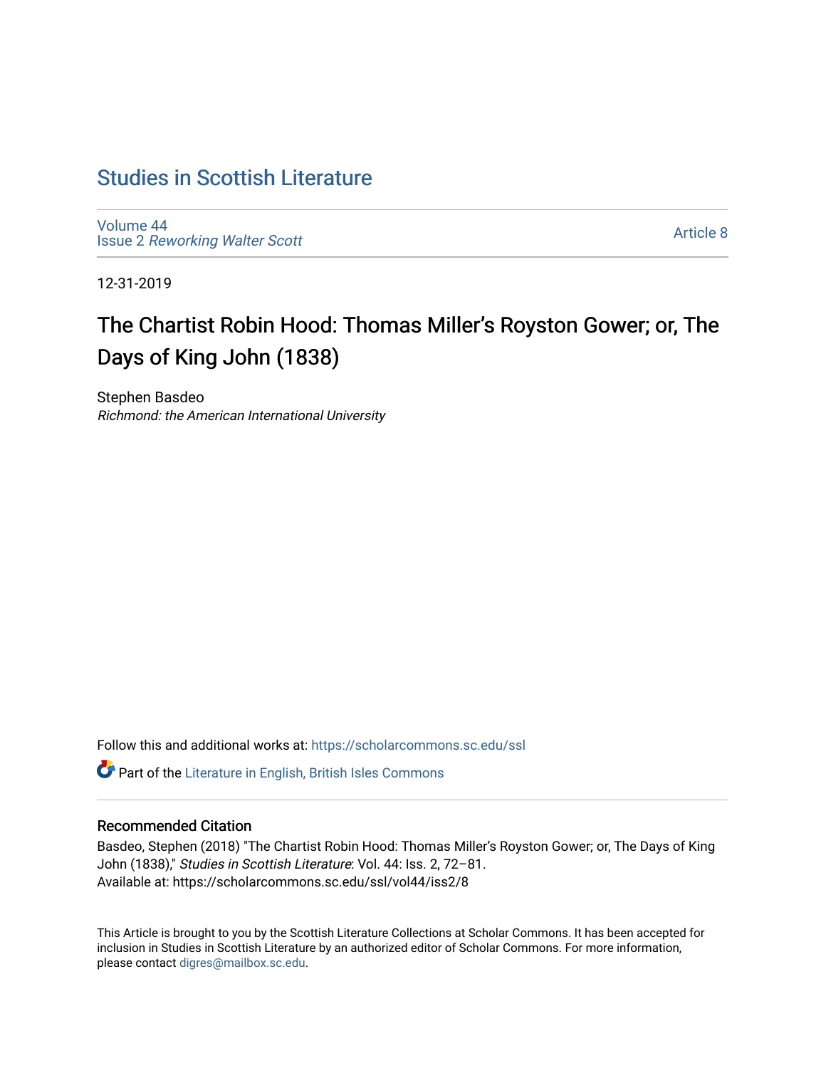# Studies in Scottish Literature

Volume 44
Issue 2 *Reworking Walter Scott*

Article 8

12-31-2019

## The Chartist Robin Hood: Thomas Miller's Royston Gower; or, The Days of King John (1838)

Stephen Basdeo
*Richmond: the American International University*

Follow this and additional works at: https://scholarcommons.sc.edu/ssl

Part of the Literature in English, British Isles Commons

### Recommended Citation

Basdeo, Stephen (2018) "The Chartist Robin Hood: Thomas Miller's Royston Gower; or, The Days of King John (1838)," *Studies in Scottish Literature*: Vol. 44: Iss. 2, 72–81.
Available at: https://scholarcommons.sc.edu/ssl/vol44/iss2/8

This Article is brought to you by the Scottish Literature Collections at Scholar Commons. It has been accepted for inclusion in Studies in Scottish Literature by an authorized editor of Scholar Commons. For more information, please contact digres@mailbox.sc.edu.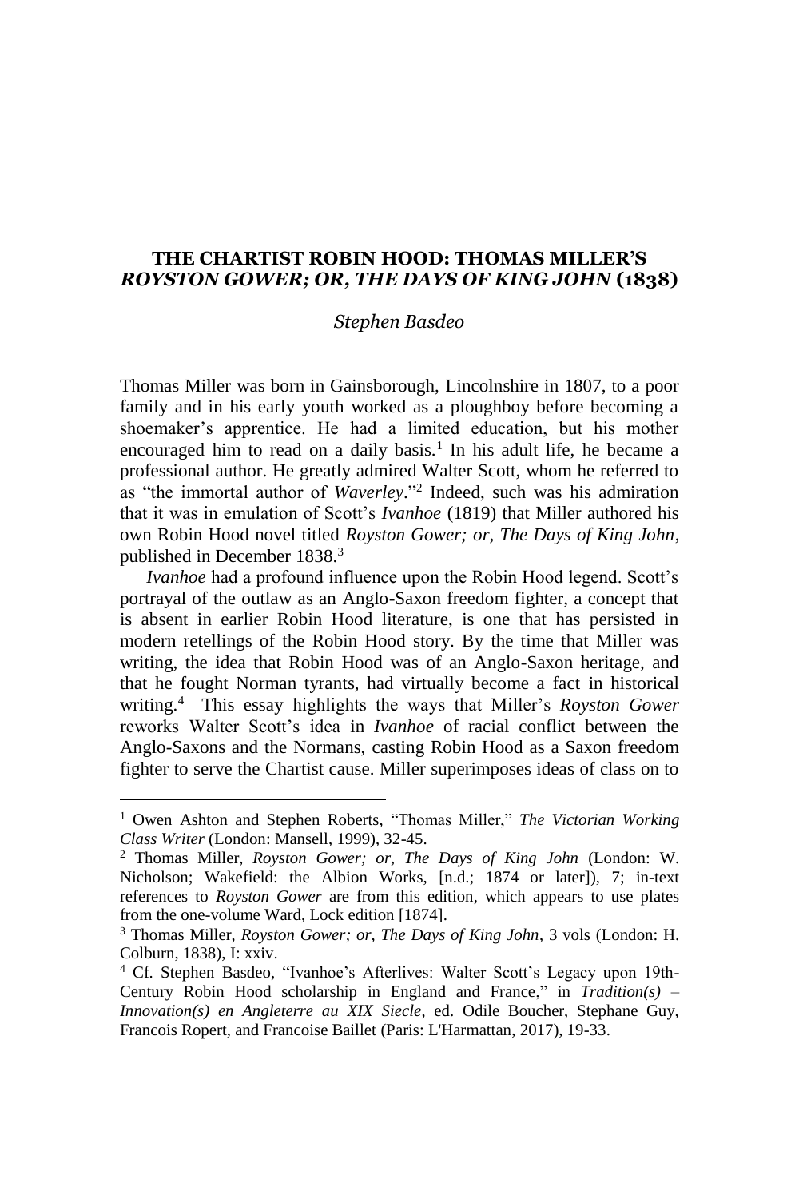## THE CHARTIST ROBIN HOOD: THOMAS MILLER'S *ROYSTON GOWER; OR, THE DAYS OF KING JOHN* (1838)

*Stephen Basdeo*

Thomas Miller was born in Gainsborough, Lincolnshire in 1807, to a poor family and in his early youth worked as a ploughboy before becoming a shoemaker's apprentice. He had a limited education, but his mother encouraged him to read on a daily basis.[1] In his adult life, he became a professional author. He greatly admired Walter Scott, whom he referred to as "the immortal author of *Waverley*."[2] Indeed, such was his admiration that it was in emulation of Scott's *Ivanhoe* (1819) that Miller authored his own Robin Hood novel titled *Royston Gower; or, The Days of King John*, published in December 1838.[3]

*Ivanhoe* had a profound influence upon the Robin Hood legend. Scott's portrayal of the outlaw as an Anglo-Saxon freedom fighter, a concept that is absent in earlier Robin Hood literature, is one that has persisted in modern retellings of the Robin Hood story. By the time that Miller was writing, the idea that Robin Hood was of an Anglo-Saxon heritage, and that he fought Norman tyrants, had virtually become a fact in historical writing.[4] This essay highlights the ways that Miller's *Royston Gower* reworks Walter Scott's idea in *Ivanhoe* of racial conflict between the Anglo-Saxons and the Normans, casting Robin Hood as a Saxon freedom fighter to serve the Chartist cause. Miller superimposes ideas of class on to

---

[1] Owen Ashton and Stephen Roberts, "Thomas Miller," *The Victorian Working Class Writer* (London: Mansell, 1999), 32-45.

[2] Thomas Miller, *Royston Gower; or, The Days of King John* (London: W. Nicholson; Wakefield: the Albion Works, [n.d.; 1874 or later]), 7; in-text references to *Royston Gower* are from this edition, which appears to use plates from the one-volume Ward, Lock edition [1874].

[3] Thomas Miller, *Royston Gower; or, The Days of King John*, 3 vols (London: H. Colburn, 1838), I: xxiv.

[4] Cf. Stephen Basdeo, "Ivanhoe's Afterlives: Walter Scott's Legacy upon 19th-Century Robin Hood scholarship in England and France," in *Tradition(s) – Innovation(s) en Angleterre au XIX Siecle*, ed. Odile Boucher, Stephane Guy, Francois Ropert, and Francoise Baillet (Paris: L'Harmattan, 2017), 19-33.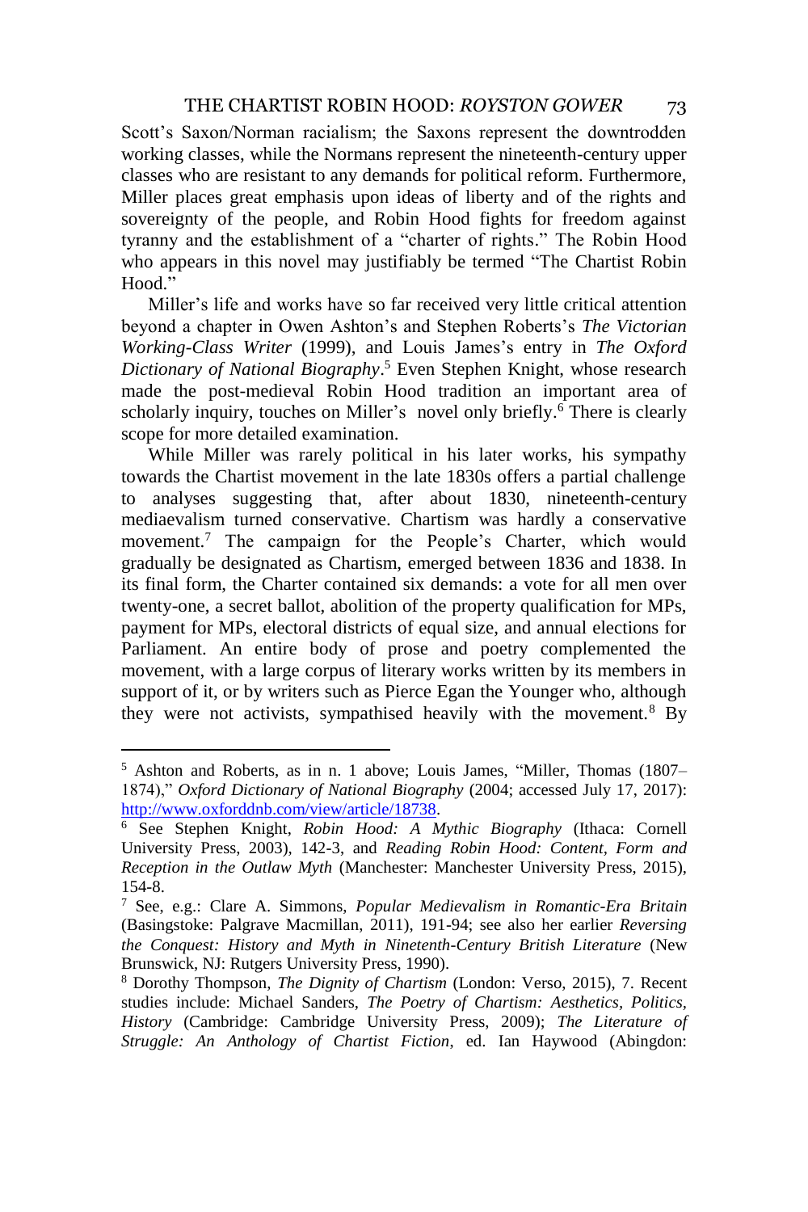Scott's Saxon/Norman racialism; the Saxons represent the downtrodden working classes, while the Normans represent the nineteenth-century upper classes who are resistant to any demands for political reform. Furthermore, Miller places great emphasis upon ideas of liberty and of the rights and sovereignty of the people, and Robin Hood fights for freedom against tyranny and the establishment of a "charter of rights." The Robin Hood who appears in this novel may justifiably be termed "The Chartist Robin Hood."

Miller's life and works have so far received very little critical attention beyond a chapter in Owen Ashton's and Stephen Roberts's *The Victorian Working-Class Writer* (1999), and Louis James's entry in *The Oxford Dictionary of National Biography*.[5] Even Stephen Knight, whose research made the post-medieval Robin Hood tradition an important area of scholarly inquiry, touches on Miller's novel only briefly.[6] There is clearly scope for more detailed examination.

While Miller was rarely political in his later works, his sympathy towards the Chartist movement in the late 1830s offers a partial challenge to analyses suggesting that, after about 1830, nineteenth-century mediaevalism turned conservative. Chartism was hardly a conservative movement.[7] The campaign for the People's Charter, which would gradually be designated as Chartism, emerged between 1836 and 1838. In its final form, the Charter contained six demands: a vote for all men over twenty-one, a secret ballot, abolition of the property qualification for MPs, payment for MPs, electoral districts of equal size, and annual elections for Parliament. An entire body of prose and poetry complemented the movement, with a large corpus of literary works written by its members in support of it, or by writers such as Pierce Egan the Younger who, although they were not activists, sympathised heavily with the movement.[8] By

---

[5] Ashton and Roberts, as in n. 1 above; Louis James, "Miller, Thomas (1807–1874)," *Oxford Dictionary of National Biography* (2004; accessed July 17, 2017): http://www.oxforddnb.com/view/article/18738.

[6] See Stephen Knight, *Robin Hood: A Mythic Biography* (Ithaca: Cornell University Press, 2003), 142-3, and *Reading Robin Hood: Content, Form and Reception in the Outlaw Myth* (Manchester: Manchester University Press, 2015), 154-8.

[7] See, e.g.: Clare A. Simmons, *Popular Medievalism in Romantic-Era Britain* (Basingstoke: Palgrave Macmillan, 2011), 191-94; see also her earlier *Reversing the Conquest: History and Myth in Ninetenth-Century British Literature* (New Brunswick, NJ: Rutgers University Press, 1990).

[8] Dorothy Thompson, *The Dignity of Chartism* (London: Verso, 2015), 7. Recent studies include: Michael Sanders, *The Poetry of Chartism: Aesthetics, Politics, History* (Cambridge: Cambridge University Press, 2009); *The Literature of Struggle: An Anthology of Chartist Fiction*, ed. Ian Haywood (Abingdon: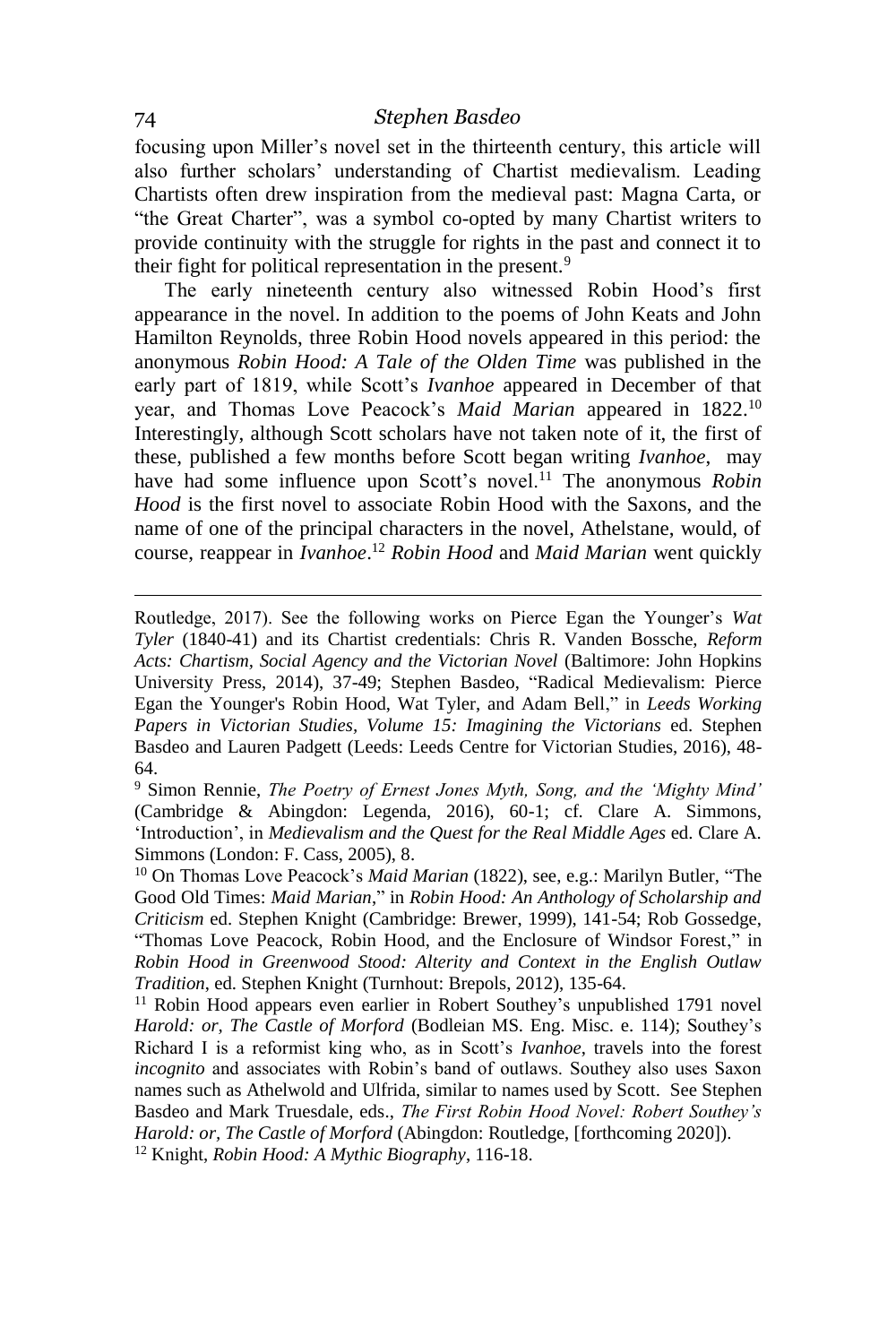focusing upon Miller's novel set in the thirteenth century, this article will also further scholars' understanding of Chartist medievalism. Leading Chartists often drew inspiration from the medieval past: Magna Carta, or "the Great Charter", was a symbol co-opted by many Chartist writers to provide continuity with the struggle for rights in the past and connect it to their fight for political representation in the present.[9]

The early nineteenth century also witnessed Robin Hood's first appearance in the novel. In addition to the poems of John Keats and John Hamilton Reynolds, three Robin Hood novels appeared in this period: the anonymous *Robin Hood: A Tale of the Olden Time* was published in the early part of 1819, while Scott's *Ivanhoe* appeared in December of that year, and Thomas Love Peacock's *Maid Marian* appeared in 1822.[10] Interestingly, although Scott scholars have not taken note of it, the first of these, published a few months before Scott began writing *Ivanhoe*, may have had some influence upon Scott's novel.[11] The anonymous *Robin Hood* is the first novel to associate Robin Hood with the Saxons, and the name of one of the principal characters in the novel, Athelstane, would, of course, reappear in *Ivanhoe*.[12] *Robin Hood* and *Maid Marian* went quickly

---

Routledge, 2017). See the following works on Pierce Egan the Younger's *Wat Tyler* (1840-41) and its Chartist credentials: Chris R. Vanden Bossche, *Reform Acts: Chartism, Social Agency and the Victorian Novel* (Baltimore: John Hopkins University Press, 2014), 37-49; Stephen Basdeo, "Radical Medievalism: Pierce Egan the Younger's Robin Hood, Wat Tyler, and Adam Bell," in *Leeds Working Papers in Victorian Studies, Volume 15: Imagining the Victorians* ed. Stephen Basdeo and Lauren Padgett (Leeds: Leeds Centre for Victorian Studies, 2016), 48-64.

[9] Simon Rennie, *The Poetry of Ernest Jones Myth, Song, and the 'Mighty Mind'* (Cambridge & Abingdon: Legenda, 2016), 60-1; cf. Clare A. Simmons, 'Introduction', in *Medievalism and the Quest for the Real Middle Ages* ed. Clare A. Simmons (London: F. Cass, 2005), 8.

[10] On Thomas Love Peacock's *Maid Marian* (1822), see, e.g.: Marilyn Butler, "The Good Old Times: *Maid Marian*," in *Robin Hood: An Anthology of Scholarship and Criticism* ed. Stephen Knight (Cambridge: Brewer, 1999), 141-54; Rob Gossedge, "Thomas Love Peacock, Robin Hood, and the Enclosure of Windsor Forest," in *Robin Hood in Greenwood Stood: Alterity and Context in the English Outlaw Tradition*, ed. Stephen Knight (Turnhout: Brepols, 2012), 135-64.

[11] Robin Hood appears even earlier in Robert Southey's unpublished 1791 novel *Harold: or, The Castle of Morford* (Bodleian MS. Eng. Misc. e. 114); Southey's Richard I is a reformist king who, as in Scott's *Ivanhoe*, travels into the forest *incognito* and associates with Robin's band of outlaws. Southey also uses Saxon names such as Athelwold and Ulfrida, similar to names used by Scott. See Stephen Basdeo and Mark Truesdale, eds., *The First Robin Hood Novel: Robert Southey's Harold: or, The Castle of Morford* (Abingdon: Routledge, [forthcoming 2020]).

[12] Knight, *Robin Hood: A Mythic Biography*, 116-18.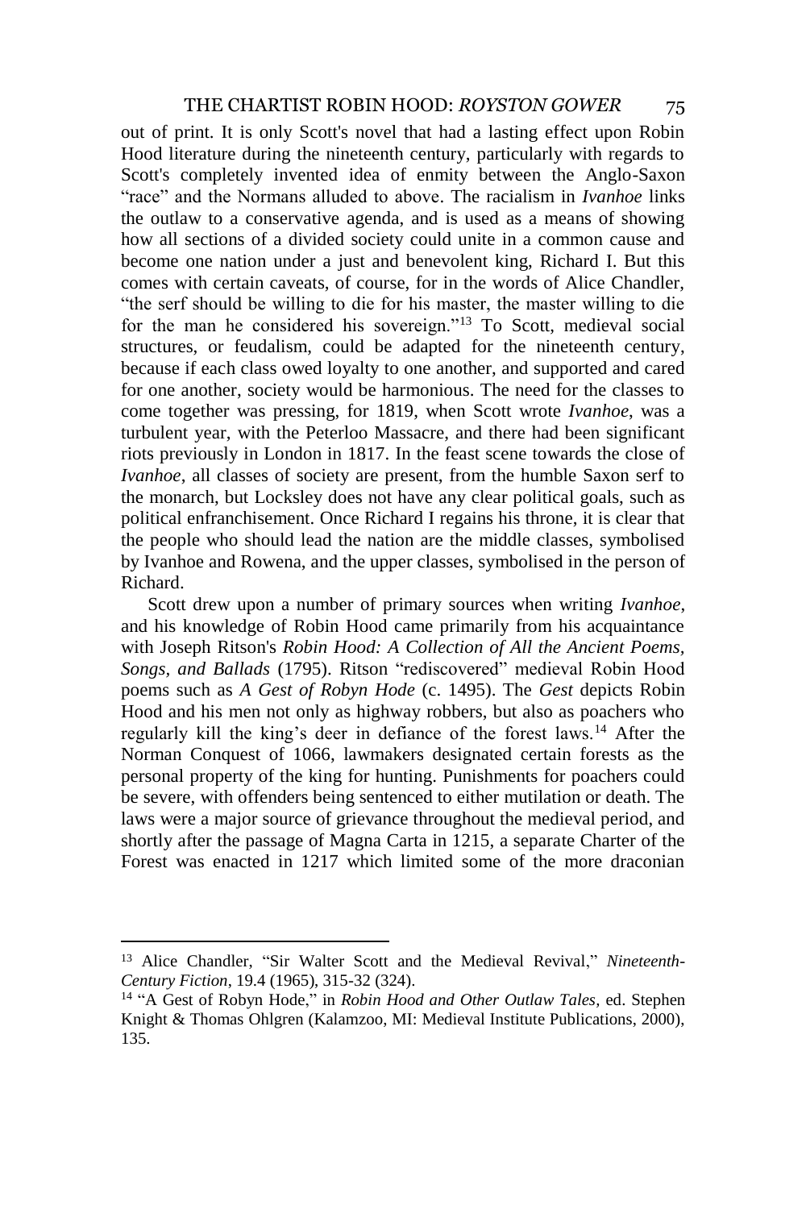out of print. It is only Scott's novel that had a lasting effect upon Robin Hood literature during the nineteenth century, particularly with regards to Scott's completely invented idea of enmity between the Anglo-Saxon "race" and the Normans alluded to above. The racialism in *Ivanhoe* links the outlaw to a conservative agenda, and is used as a means of showing how all sections of a divided society could unite in a common cause and become one nation under a just and benevolent king, Richard I. But this comes with certain caveats, of course, for in the words of Alice Chandler, "the serf should be willing to die for his master, the master willing to die for the man he considered his sovereign."[13] To Scott, medieval social structures, or feudalism, could be adapted for the nineteenth century, because if each class owed loyalty to one another, and supported and cared for one another, society would be harmonious. The need for the classes to come together was pressing, for 1819, when Scott wrote *Ivanhoe*, was a turbulent year, with the Peterloo Massacre, and there had been significant riots previously in London in 1817. In the feast scene towards the close of *Ivanhoe*, all classes of society are present, from the humble Saxon serf to the monarch, but Locksley does not have any clear political goals, such as political enfranchisement. Once Richard I regains his throne, it is clear that the people who should lead the nation are the middle classes, symbolised by Ivanhoe and Rowena, and the upper classes, symbolised in the person of Richard.

Scott drew upon a number of primary sources when writing *Ivanhoe*, and his knowledge of Robin Hood came primarily from his acquaintance with Joseph Ritson's *Robin Hood: A Collection of All the Ancient Poems, Songs, and Ballads* (1795). Ritson "rediscovered" medieval Robin Hood poems such as *A Gest of Robyn Hode* (c. 1495). The *Gest* depicts Robin Hood and his men not only as highway robbers, but also as poachers who regularly kill the king's deer in defiance of the forest laws.[14] After the Norman Conquest of 1066, lawmakers designated certain forests as the personal property of the king for hunting. Punishments for poachers could be severe, with offenders being sentenced to either mutilation or death. The laws were a major source of grievance throughout the medieval period, and shortly after the passage of Magna Carta in 1215, a separate Charter of the Forest was enacted in 1217 which limited some of the more draconian

---

[13] Alice Chandler, "Sir Walter Scott and the Medieval Revival," *Nineteenth-Century Fiction*, 19.4 (1965), 315-32 (324).

[14] "A Gest of Robyn Hode," in *Robin Hood and Other Outlaw Tales*, ed. Stephen Knight & Thomas Ohlgren (Kalamzoo, MI: Medieval Institute Publications, 2000), 135.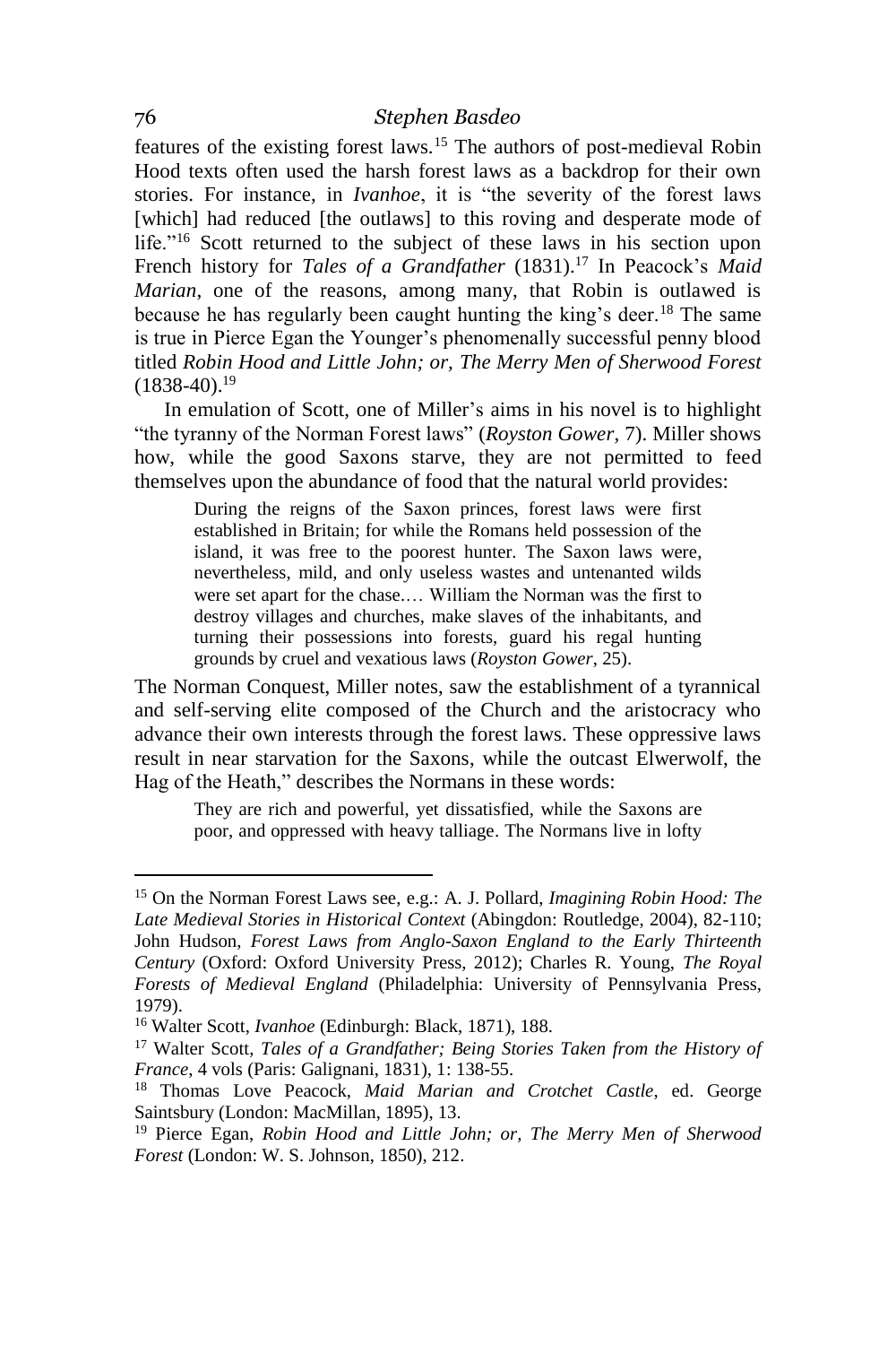features of the existing forest laws.[15] The authors of post-medieval Robin Hood texts often used the harsh forest laws as a backdrop for their own stories. For instance, in *Ivanhoe*, it is "the severity of the forest laws [which] had reduced [the outlaws] to this roving and desperate mode of life."[16] Scott returned to the subject of these laws in his section upon French history for *Tales of a Grandfather* (1831).[17] In Peacock's *Maid Marian*, one of the reasons, among many, that Robin is outlawed is because he has regularly been caught hunting the king's deer.[18] The same is true in Pierce Egan the Younger's phenomenally successful penny blood titled *Robin Hood and Little John; or, The Merry Men of Sherwood Forest* (1838-40).[19]

In emulation of Scott, one of Miller's aims in his novel is to highlight "the tyranny of the Norman Forest laws" (*Royston Gower*, 7). Miller shows how, while the good Saxons starve, they are not permitted to feed themselves upon the abundance of food that the natural world provides:

> During the reigns of the Saxon princes, forest laws were first established in Britain; for while the Romans held possession of the island, it was free to the poorest hunter. The Saxon laws were, nevertheless, mild, and only useless wastes and untenanted wilds were set apart for the chase.… William the Norman was the first to destroy villages and churches, make slaves of the inhabitants, and turning their possessions into forests, guard his regal hunting grounds by cruel and vexatious laws (*Royston Gower*, 25).

The Norman Conquest, Miller notes, saw the establishment of a tyrannical and self-serving elite composed of the Church and the aristocracy who advance their own interests through the forest laws. These oppressive laws result in near starvation for the Saxons, while the outcast Elwerwolf, the Hag of the Heath," describes the Normans in these words:

> They are rich and powerful, yet dissatisfied, while the Saxons are poor, and oppressed with heavy talliage. The Normans live in lofty

---

[15] On the Norman Forest Laws see, e.g.: A. J. Pollard, *Imagining Robin Hood: The Late Medieval Stories in Historical Context* (Abingdon: Routledge, 2004), 82-110; John Hudson, *Forest Laws from Anglo-Saxon England to the Early Thirteenth Century* (Oxford: Oxford University Press, 2012); Charles R. Young, *The Royal Forests of Medieval England* (Philadelphia: University of Pennsylvania Press, 1979).

[16] Walter Scott, *Ivanhoe* (Edinburgh: Black, 1871), 188.

[17] Walter Scott, *Tales of a Grandfather; Being Stories Taken from the History of France*, 4 vols (Paris: Galignani, 1831), 1: 138-55.

[18] Thomas Love Peacock, *Maid Marian and Crotchet Castle*, ed. George Saintsbury (London: MacMillan, 1895), 13.

[19] Pierce Egan, *Robin Hood and Little John; or, The Merry Men of Sherwood Forest* (London: W. S. Johnson, 1850), 212.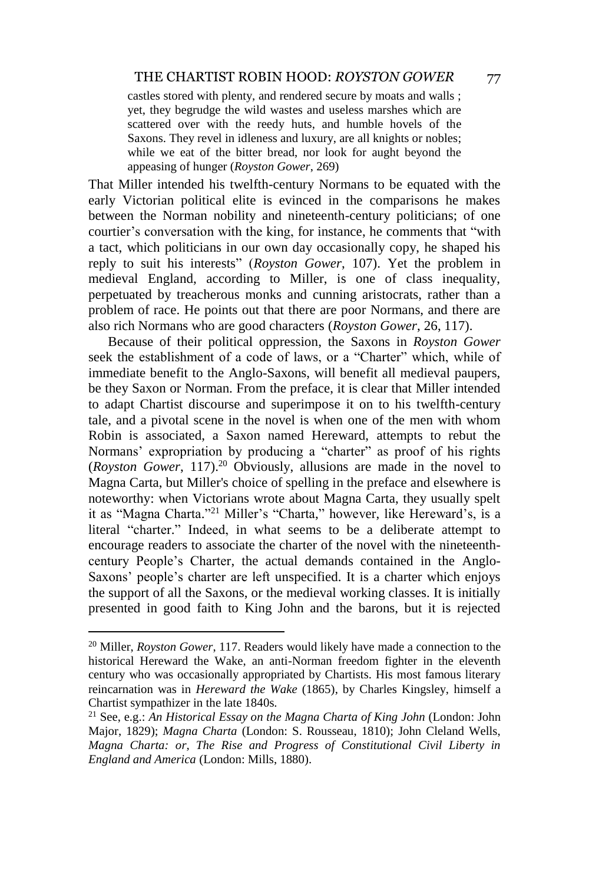> castles stored with plenty, and rendered secure by moats and walls ; yet, they begrudge the wild wastes and useless marshes which are scattered over with the reedy huts, and humble hovels of the Saxons. They revel in idleness and luxury, are all knights or nobles; while we eat of the bitter bread, nor look for aught beyond the appeasing of hunger (*Royston Gower*, 269)

That Miller intended his twelfth-century Normans to be equated with the early Victorian political elite is evinced in the comparisons he makes between the Norman nobility and nineteenth-century politicians; of one courtier's conversation with the king, for instance, he comments that "with a tact, which politicians in our own day occasionally copy, he shaped his reply to suit his interests" (*Royston Gower*, 107). Yet the problem in medieval England, according to Miller, is one of class inequality, perpetuated by treacherous monks and cunning aristocrats, rather than a problem of race. He points out that there are poor Normans, and there are also rich Normans who are good characters (*Royston Gower*, 26, 117).

Because of their political oppression, the Saxons in *Royston Gower* seek the establishment of a code of laws, or a "Charter" which, while of immediate benefit to the Anglo-Saxons, will benefit all medieval paupers, be they Saxon or Norman. From the preface, it is clear that Miller intended to adapt Chartist discourse and superimpose it on to his twelfth-century tale, and a pivotal scene in the novel is when one of the men with whom Robin is associated, a Saxon named Hereward, attempts to rebut the Normans' expropriation by producing a "charter" as proof of his rights (*Royston Gower*, 117).[20] Obviously, allusions are made in the novel to Magna Carta, but Miller's choice of spelling in the preface and elsewhere is noteworthy: when Victorians wrote about Magna Carta, they usually spelt it as "Magna Charta."[21] Miller's "Charta," however, like Hereward's, is a literal "charter." Indeed, in what seems to be a deliberate attempt to encourage readers to associate the charter of the novel with the nineteenth-century People's Charter, the actual demands contained in the Anglo-Saxons' people's charter are left unspecified. It is a charter which enjoys the support of all the Saxons, or the medieval working classes. It is initially presented in good faith to King John and the barons, but it is rejected

---

[20] Miller, *Royston Gower*, 117. Readers would likely have made a connection to the historical Hereward the Wake, an anti-Norman freedom fighter in the eleventh century who was occasionally appropriated by Chartists. His most famous literary reincarnation was in *Hereward the Wake* (1865), by Charles Kingsley, himself a Chartist sympathizer in the late 1840s.

[21] See, e.g.: *An Historical Essay on the Magna Charta of King John* (London: John Major, 1829); *Magna Charta* (London: S. Rousseau, 1810); John Cleland Wells, *Magna Charta: or, The Rise and Progress of Constitutional Civil Liberty in England and America* (London: Mills, 1880).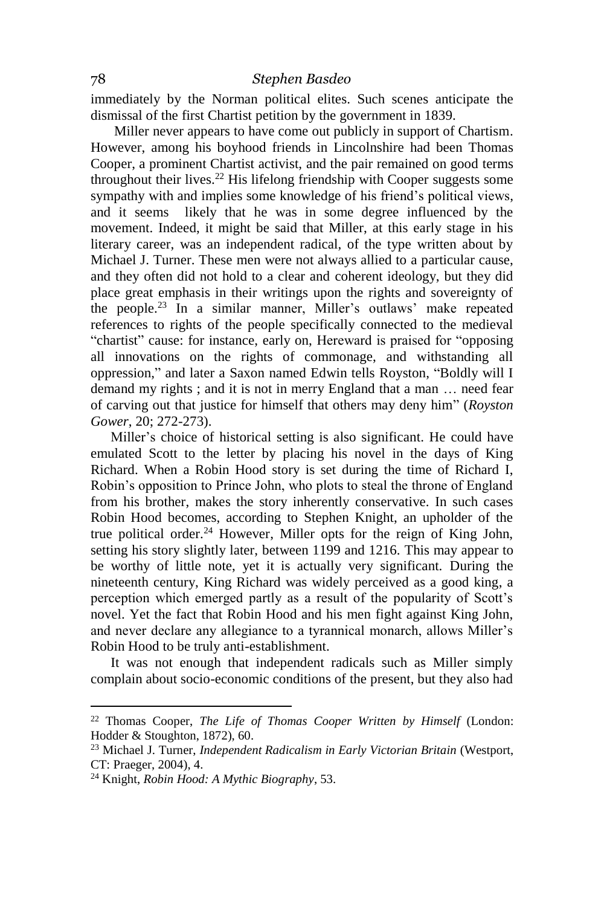immediately by the Norman political elites. Such scenes anticipate the dismissal of the first Chartist petition by the government in 1839.

Miller never appears to have come out publicly in support of Chartism. However, among his boyhood friends in Lincolnshire had been Thomas Cooper, a prominent Chartist activist, and the pair remained on good terms throughout their lives.[22] His lifelong friendship with Cooper suggests some sympathy with and implies some knowledge of his friend's political views, and it seems likely that he was in some degree influenced by the movement. Indeed, it might be said that Miller, at this early stage in his literary career, was an independent radical, of the type written about by Michael J. Turner. These men were not always allied to a particular cause, and they often did not hold to a clear and coherent ideology, but they did place great emphasis in their writings upon the rights and sovereignty of the people.[23] In a similar manner, Miller's outlaws' make repeated references to rights of the people specifically connected to the medieval "chartist" cause: for instance, early on, Hereward is praised for "opposing all innovations on the rights of commonage, and withstanding all oppression," and later a Saxon named Edwin tells Royston, "Boldly will I demand my rights ; and it is not in merry England that a man … need fear of carving out that justice for himself that others may deny him" (*Royston Gower*, 20; 272-273).

Miller's choice of historical setting is also significant. He could have emulated Scott to the letter by placing his novel in the days of King Richard. When a Robin Hood story is set during the time of Richard I, Robin's opposition to Prince John, who plots to steal the throne of England from his brother, makes the story inherently conservative. In such cases Robin Hood becomes, according to Stephen Knight, an upholder of the true political order.[24] However, Miller opts for the reign of King John, setting his story slightly later, between 1199 and 1216. This may appear to be worthy of little note, yet it is actually very significant. During the nineteenth century, King Richard was widely perceived as a good king, a perception which emerged partly as a result of the popularity of Scott's novel. Yet the fact that Robin Hood and his men fight against King John, and never declare any allegiance to a tyrannical monarch, allows Miller's Robin Hood to be truly anti-establishment.

It was not enough that independent radicals such as Miller simply complain about socio-economic conditions of the present, but they also had

---

[22] Thomas Cooper, *The Life of Thomas Cooper Written by Himself* (London: Hodder & Stoughton, 1872), 60.

[23] Michael J. Turner, *Independent Radicalism in Early Victorian Britain* (Westport, CT: Praeger, 2004), 4.

[24] Knight, *Robin Hood: A Mythic Biography*, 53.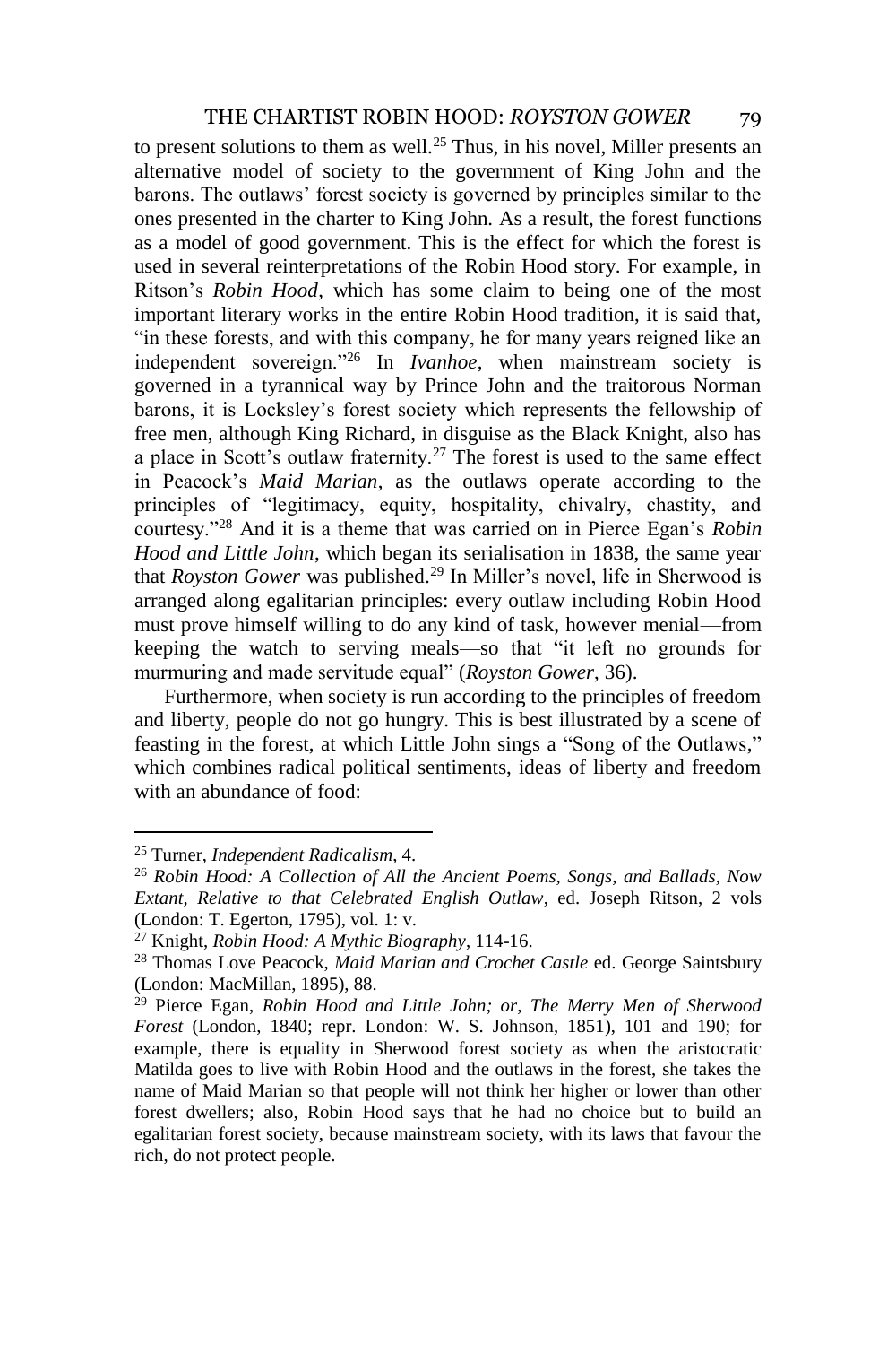to present solutions to them as well.[25] Thus, in his novel, Miller presents an alternative model of society to the government of King John and the barons. The outlaws' forest society is governed by principles similar to the ones presented in the charter to King John. As a result, the forest functions as a model of good government. This is the effect for which the forest is used in several reinterpretations of the Robin Hood story. For example, in Ritson's *Robin Hood*, which has some claim to being one of the most important literary works in the entire Robin Hood tradition, it is said that, "in these forests, and with this company, he for many years reigned like an independent sovereign."[26] In *Ivanhoe*, when mainstream society is governed in a tyrannical way by Prince John and the traitorous Norman barons, it is Locksley's forest society which represents the fellowship of free men, although King Richard, in disguise as the Black Knight, also has a place in Scott's outlaw fraternity.[27] The forest is used to the same effect in Peacock's *Maid Marian*, as the outlaws operate according to the principles of "legitimacy, equity, hospitality, chivalry, chastity, and courtesy."[28] And it is a theme that was carried on in Pierce Egan's *Robin Hood and Little John*, which began its serialisation in 1838, the same year that *Royston Gower* was published.[29] In Miller's novel, life in Sherwood is arranged along egalitarian principles: every outlaw including Robin Hood must prove himself willing to do any kind of task, however menial—from keeping the watch to serving meals—so that "it left no grounds for murmuring and made servitude equal" (*Royston Gower*, 36).

Furthermore, when society is run according to the principles of freedom and liberty, people do not go hungry. This is best illustrated by a scene of feasting in the forest, at which Little John sings a "Song of the Outlaws," which combines radical political sentiments, ideas of liberty and freedom with an abundance of food:

---

[25] Turner, *Independent Radicalism*, 4.

[26] *Robin Hood: A Collection of All the Ancient Poems, Songs, and Ballads, Now Extant, Relative to that Celebrated English Outlaw*, ed. Joseph Ritson, 2 vols (London: T. Egerton, 1795), vol. 1: v.

[27] Knight, *Robin Hood: A Mythic Biography*, 114-16.

[28] Thomas Love Peacock, *Maid Marian and Crochet Castle* ed. George Saintsbury (London: MacMillan, 1895), 88.

[29] Pierce Egan, *Robin Hood and Little John; or, The Merry Men of Sherwood Forest* (London, 1840; repr. London: W. S. Johnson, 1851), 101 and 190; for example, there is equality in Sherwood forest society as when the aristocratic Matilda goes to live with Robin Hood and the outlaws in the forest, she takes the name of Maid Marian so that people will not think her higher or lower than other forest dwellers; also, Robin Hood says that he had no choice but to build an egalitarian forest society, because mainstream society, with its laws that favour the rich, do not protect people.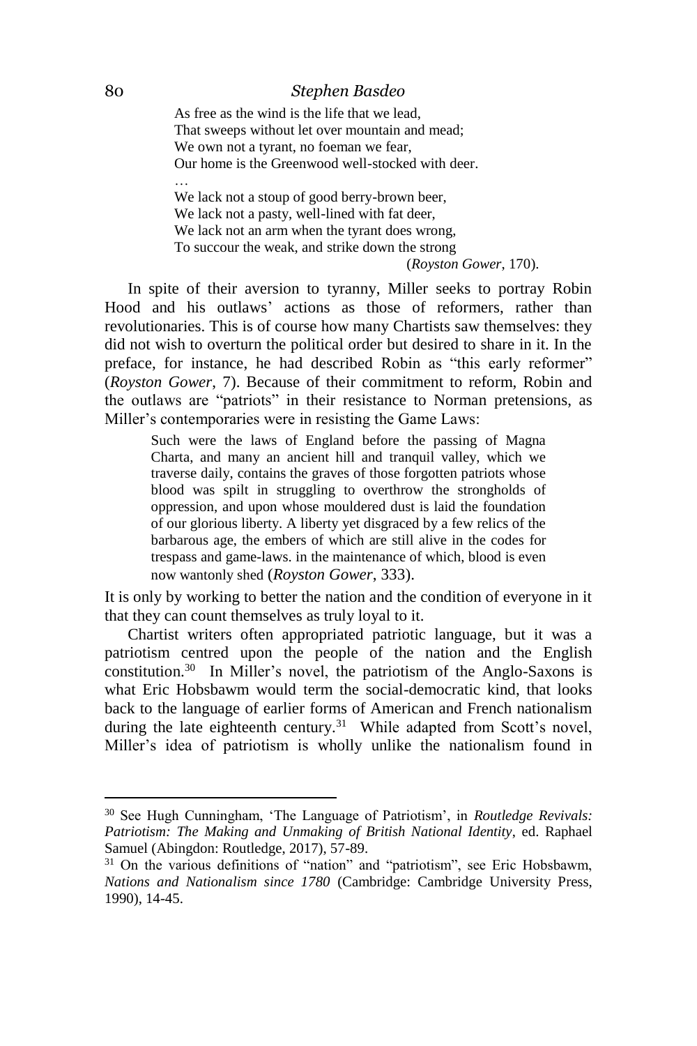> As free as the wind is the life that we lead,
> That sweeps without let over mountain and mead;
> We own not a tyrant, no foeman we fear,
> Our home is the Greenwood well-stocked with deer.
> …
> We lack not a stoup of good berry-brown beer,
> We lack not a pasty, well-lined with fat deer,
> We lack not an arm when the tyrant does wrong,
> To succour the weak, and strike down the strong
> (*Royston Gower*, 170).

In spite of their aversion to tyranny, Miller seeks to portray Robin Hood and his outlaws' actions as those of reformers, rather than revolutionaries. This is of course how many Chartists saw themselves: they did not wish to overturn the political order but desired to share in it. In the preface, for instance, he had described Robin as "this early reformer" (*Royston Gower*, 7). Because of their commitment to reform, Robin and the outlaws are "patriots" in their resistance to Norman pretensions, as Miller's contemporaries were in resisting the Game Laws:

> Such were the laws of England before the passing of Magna Charta, and many an ancient hill and tranquil valley, which we traverse daily, contains the graves of those forgotten patriots whose blood was spilt in struggling to overthrow the strongholds of oppression, and upon whose mouldered dust is laid the foundation of our glorious liberty. A liberty yet disgraced by a few relics of the barbarous age, the embers of which are still alive in the codes for trespass and game-laws. in the maintenance of which, blood is even now wantonly shed (*Royston Gower*, 333).

It is only by working to better the nation and the condition of everyone in it that they can count themselves as truly loyal to it.

Chartist writers often appropriated patriotic language, but it was a patriotism centred upon the people of the nation and the English constitution.[30] In Miller's novel, the patriotism of the Anglo-Saxons is what Eric Hobsbawm would term the social-democratic kind, that looks back to the language of earlier forms of American and French nationalism during the late eighteenth century.[31] While adapted from Scott's novel, Miller's idea of patriotism is wholly unlike the nationalism found in

---

[30] See Hugh Cunningham, 'The Language of Patriotism', in *Routledge Revivals: Patriotism: The Making and Unmaking of British National Identity*, ed. Raphael Samuel (Abingdon: Routledge, 2017), 57-89.

[31] On the various definitions of "nation" and "patriotism", see Eric Hobsbawm, *Nations and Nationalism since 1780* (Cambridge: Cambridge University Press, 1990), 14-45.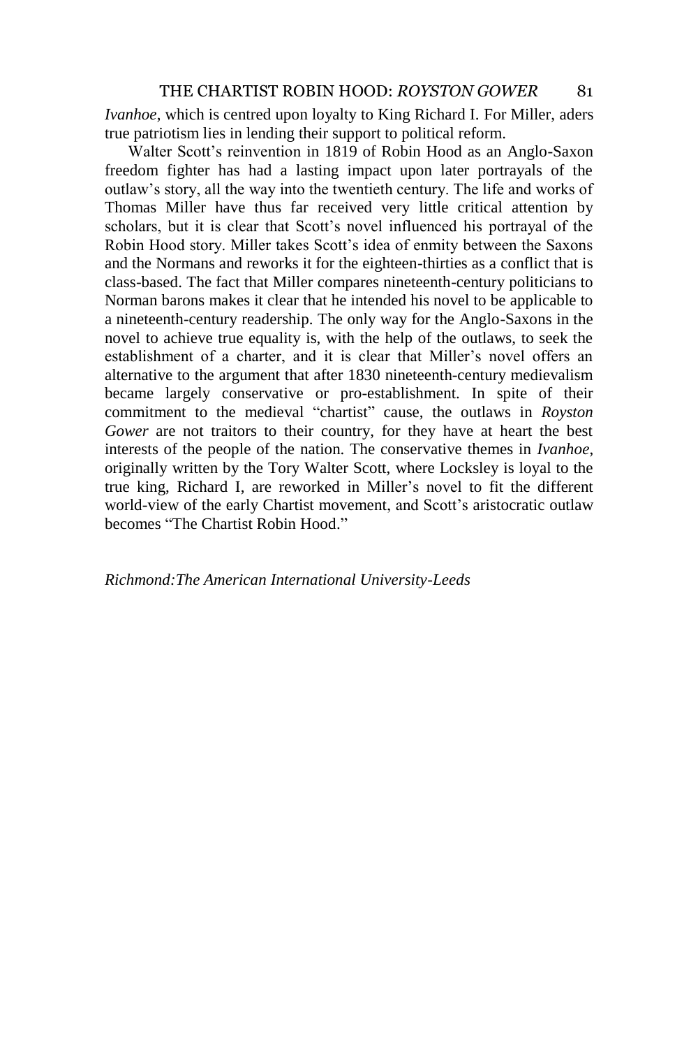*Ivanhoe*, which is centred upon loyalty to King Richard I. For Miller, aders true patriotism lies in lending their support to political reform.

Walter Scott's reinvention in 1819 of Robin Hood as an Anglo-Saxon freedom fighter has had a lasting impact upon later portrayals of the outlaw's story, all the way into the twentieth century. The life and works of Thomas Miller have thus far received very little critical attention by scholars, but it is clear that Scott's novel influenced his portrayal of the Robin Hood story. Miller takes Scott's idea of enmity between the Saxons and the Normans and reworks it for the eighteen-thirties as a conflict that is class-based. The fact that Miller compares nineteenth-century politicians to Norman barons makes it clear that he intended his novel to be applicable to a nineteenth-century readership. The only way for the Anglo-Saxons in the novel to achieve true equality is, with the help of the outlaws, to seek the establishment of a charter, and it is clear that Miller's novel offers an alternative to the argument that after 1830 nineteenth-century medievalism became largely conservative or pro-establishment. In spite of their commitment to the medieval "chartist" cause, the outlaws in *Royston Gower* are not traitors to their country, for they have at heart the best interests of the people of the nation. The conservative themes in *Ivanhoe*, originally written by the Tory Walter Scott, where Locksley is loyal to the true king, Richard I, are reworked in Miller's novel to fit the different world-view of the early Chartist movement, and Scott's aristocratic outlaw becomes "The Chartist Robin Hood."

*Richmond:The American International University-Leeds*